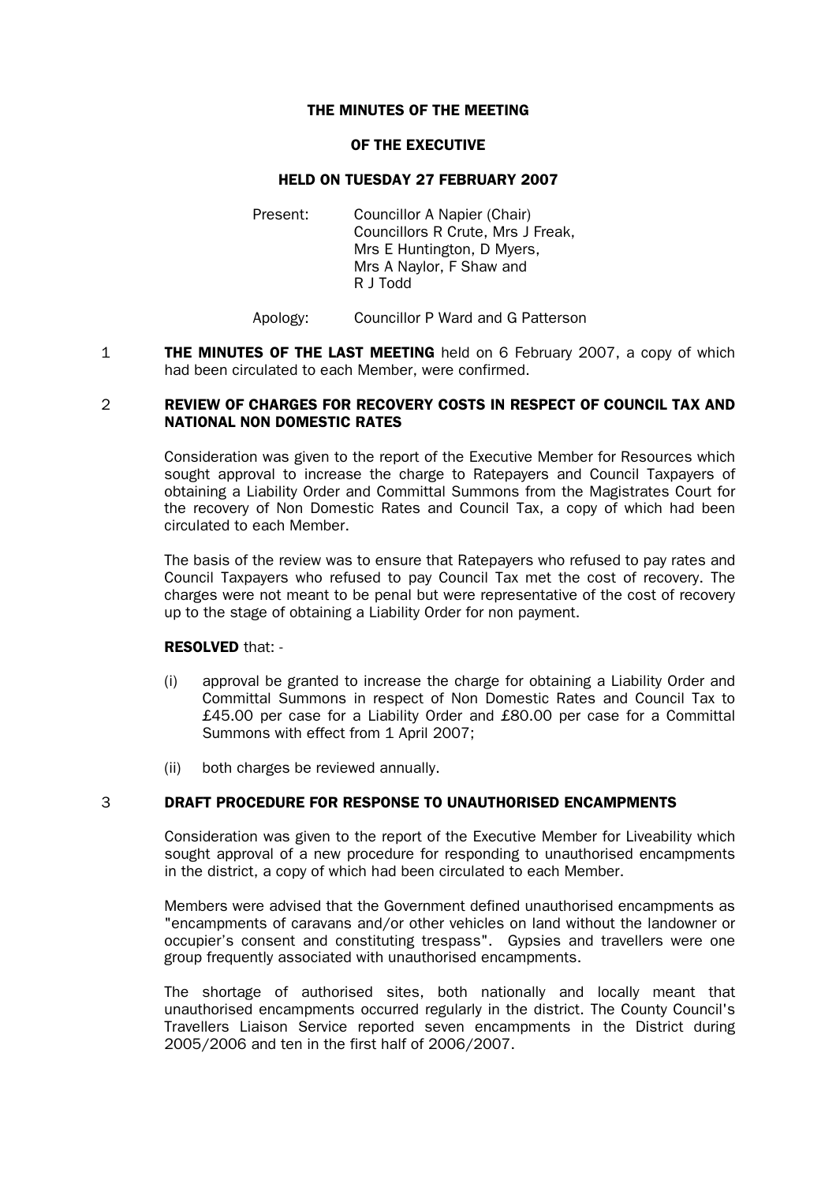# THE MINUTES OF THE MEETING

## OF THE EXECUTIVE

## HELD ON TUESDAY 27 FEBRUARY 2007

Present: Councillor A Napier (Chair)
Councillors R Crute, Mrs J Freak, Mrs E Huntington, D Myers, Mrs A Naylor, F Shaw and R J Todd

Apology: Councillor P Ward and G Patterson

1 **THE MINUTES OF THE LAST MEETING** held on 6 February 2007, a copy of which had been circulated to each Member, were confirmed.

2 **REVIEW OF CHARGES FOR RECOVERY COSTS IN RESPECT OF COUNCIL TAX AND NATIONAL NON DOMESTIC RATES**

Consideration was given to the report of the Executive Member for Resources which sought approval to increase the charge to Ratepayers and Council Taxpayers of obtaining a Liability Order and Committal Summons from the Magistrates Court for the recovery of Non Domestic Rates and Council Tax, a copy of which had been circulated to each Member.

The basis of the review was to ensure that Ratepayers who refused to pay rates and Council Taxpayers who refused to pay Council Tax met the cost of recovery. The charges were not meant to be penal but were representative of the cost of recovery up to the stage of obtaining a Liability Order for non payment.

**RESOLVED** that: -

(i) approval be granted to increase the charge for obtaining a Liability Order and Committal Summons in respect of Non Domestic Rates and Council Tax to £45.00 per case for a Liability Order and £80.00 per case for a Committal Summons with effect from 1 April 2007;

(ii) both charges be reviewed annually.

3 **DRAFT PROCEDURE FOR RESPONSE TO UNAUTHORISED ENCAMPMENTS**

Consideration was given to the report of the Executive Member for Liveability which sought approval of a new procedure for responding to unauthorised encampments in the district, a copy of which had been circulated to each Member.

Members were advised that the Government defined unauthorised encampments as "encampments of caravans and/or other vehicles on land without the landowner or occupier's consent and constituting trespass". Gypsies and travellers were one group frequently associated with unauthorised encampments.

The shortage of authorised sites, both nationally and locally meant that unauthorised encampments occurred regularly in the district. The County Council's Travellers Liaison Service reported seven encampments in the District during 2005/2006 and ten in the first half of 2006/2007.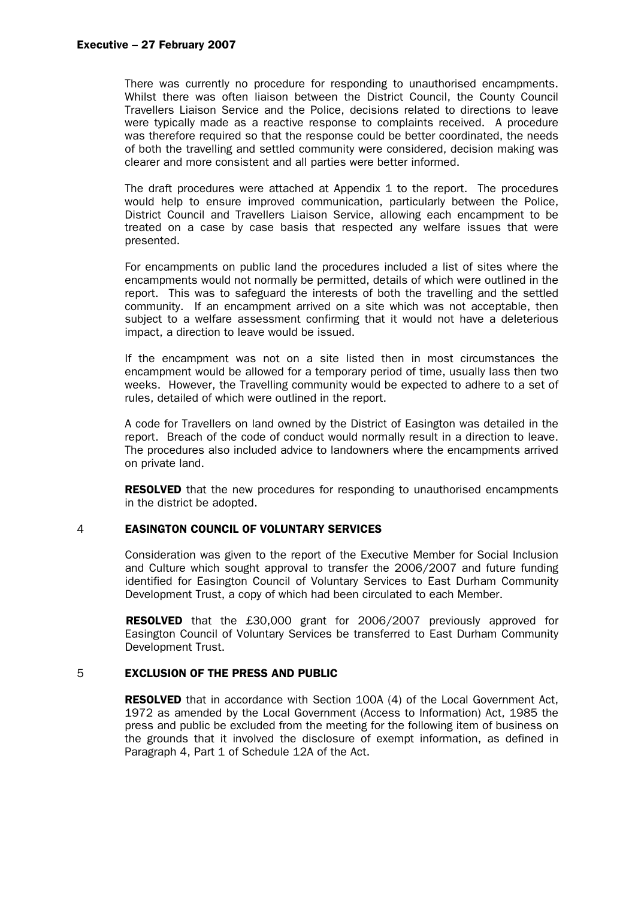There was currently no procedure for responding to unauthorised encampments. Whilst there was often liaison between the District Council, the County Council Travellers Liaison Service and the Police, decisions related to directions to leave were typically made as a reactive response to complaints received. A procedure was therefore required so that the response could be better coordinated, the needs of both the travelling and settled community were considered, decision making was clearer and more consistent and all parties were better informed.

The draft procedures were attached at Appendix 1 to the report. The procedures would help to ensure improved communication, particularly between the Police, District Council and Travellers Liaison Service, allowing each encampment to be treated on a case by case basis that respected any welfare issues that were presented.

For encampments on public land the procedures included a list of sites where the encampments would not normally be permitted, details of which were outlined in the report. This was to safeguard the interests of both the travelling and the settled community. If an encampment arrived on a site which was not acceptable, then subject to a welfare assessment confirming that it would not have a deleterious impact, a direction to leave would be issued.

If the encampment was not on a site listed then in most circumstances the encampment would be allowed for a temporary period of time, usually lass then two weeks. However, the Travelling community would be expected to adhere to a set of rules, detailed of which were outlined in the report.

A code for Travellers on land owned by the District of Easington was detailed in the report. Breach of the code of conduct would normally result in a direction to leave. The procedures also included advice to landowners where the encampments arrived on private land.

**RESOLVED** that the new procedures for responding to unauthorised encampments in the district be adopted.

## 4 EASINGTON COUNCIL OF VOLUNTARY SERVICES

Consideration was given to the report of the Executive Member for Social Inclusion and Culture which sought approval to transfer the 2006/2007 and future funding identified for Easington Council of Voluntary Services to East Durham Community Development Trust, a copy of which had been circulated to each Member.

**RESOLVED** that the £30,000 grant for 2006/2007 previously approved for Easington Council of Voluntary Services be transferred to East Durham Community Development Trust.

## 5 EXCLUSION OF THE PRESS AND PUBLIC

**RESOLVED** that in accordance with Section 100A (4) of the Local Government Act, 1972 as amended by the Local Government (Access to Information) Act, 1985 the press and public be excluded from the meeting for the following item of business on the grounds that it involved the disclosure of exempt information, as defined in Paragraph 4, Part 1 of Schedule 12A of the Act.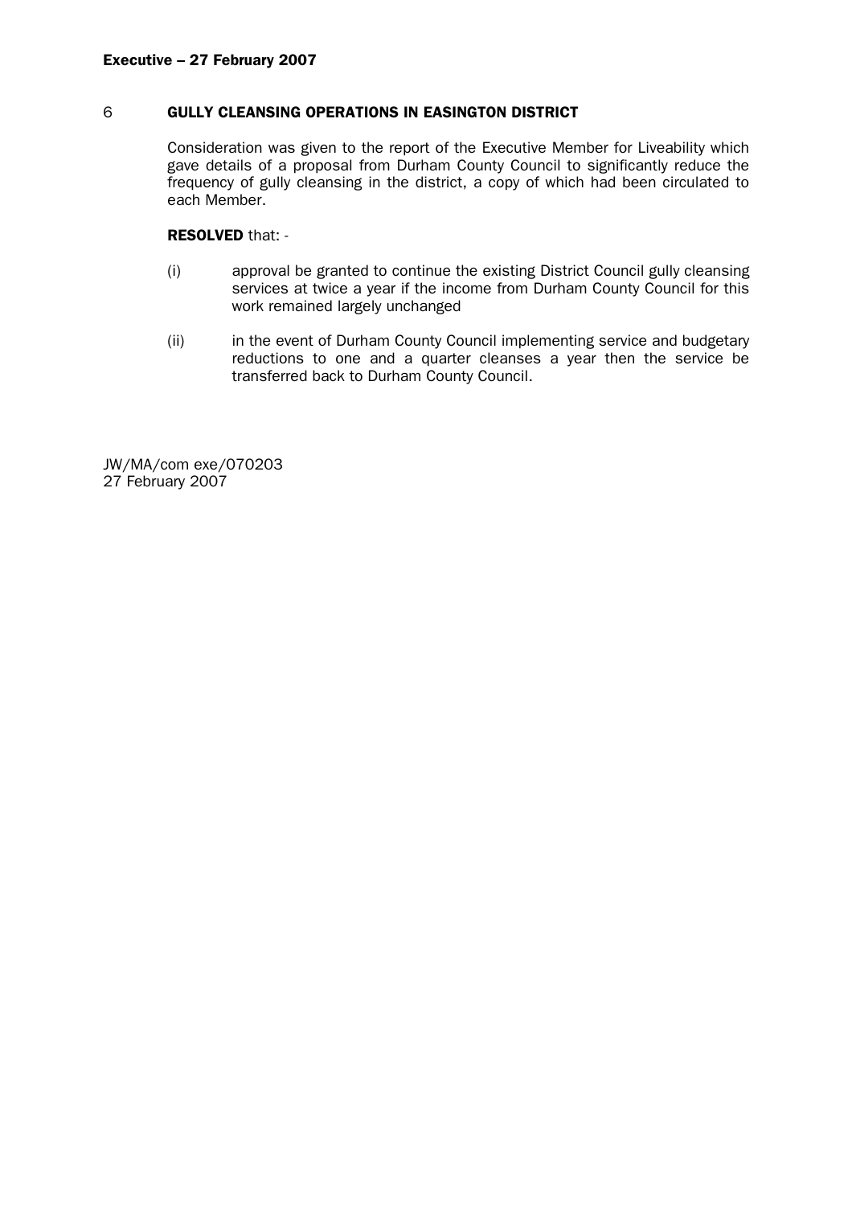## 6 GULLY CLEANSING OPERATIONS IN EASINGTON DISTRICT

Consideration was given to the report of the Executive Member for Liveability which gave details of a proposal from Durham County Council to significantly reduce the frequency of gully cleansing in the district, a copy of which had been circulated to each Member.

**RESOLVED** that: -

(i) approval be granted to continue the existing District Council gully cleansing services at twice a year if the income from Durham County Council for this work remained largely unchanged

(ii) in the event of Durham County Council implementing service and budgetary reductions to one and a quarter cleanses a year then the service be transferred back to Durham County Council.

JW/MA/com exe/070203
27 February 2007